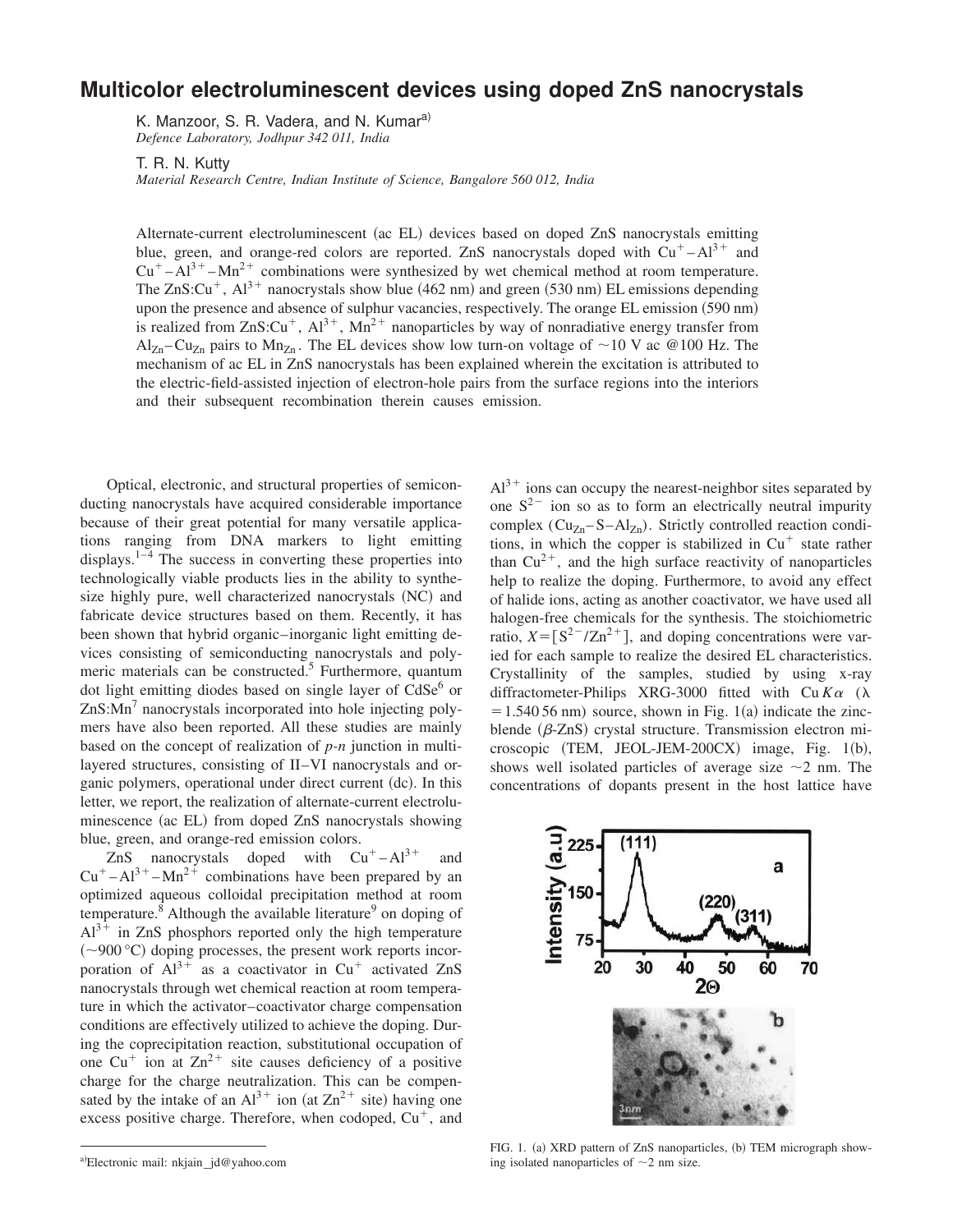# Multicolor electroluminescent devices using doped ZnS nanocrystals

K. Manzoor, S. R. Vadera, and N. Kumar[a)]
*Defence Laboratory, Jodhpur 342 011, India*

T. R. N. Kutty
*Material Research Centre, Indian Institute of Science, Bangalore 560 012, India*

Alternate-current electroluminescent (ac EL) devices based on doped ZnS nanocrystals emitting blue, green, and orange-red colors are reported. ZnS nanocrystals doped with $Cu^{+}-Al^{3+}$ and $Cu^{+}-Al^{3+}-Mn^{2+}$ combinations were synthesized by wet chemical method at room temperature. The ZnS:$Cu^{+}$, $Al^{3+}$ nanocrystals show blue (462 nm) and green (530 nm) EL emissions depending upon the presence and absence of sulphur vacancies, respectively. The orange EL emission (590 nm) is realized from ZnS:$Cu^{+}$, $Al^{3+}$, $Mn^{2+}$ nanoparticles by way of nonradiative energy transfer from $Al_{Zn}-Cu_{Zn}$ pairs to $Mn_{Zn}$. The EL devices show low turn-on voltage of ~10 V ac @100 Hz. The mechanism of ac EL in ZnS nanocrystals has been explained wherein the excitation is attributed to the electric-field-assisted injection of electron-hole pairs from the surface regions into the interiors and their subsequent recombination therein causes emission.

Optical, electronic, and structural properties of semiconducting nanocrystals have acquired considerable importance because of their great potential for many versatile applications ranging from DNA markers to light emitting displays.[1–4] The success in converting these properties into technologically viable products lies in the ability to synthesize highly pure, well characterized nanocrystals (NC) and fabricate device structures based on them. Recently, it has been shown that hybrid organic–inorganic light emitting devices consisting of semiconducting nanocrystals and polymeric materials can be constructed.[5] Furthermore, quantum dot light emitting diodes based on single layer of CdSe[6] or ZnS:Mn[7] nanocrystals incorporated into hole injecting polymers have also been reported. All these studies are mainly based on the concept of realization of *p-n* junction in multilayered structures, consisting of II–VI nanocrystals and organic polymers, operational under direct current (dc). In this letter, we report, the realization of alternate-current electroluminescence (ac EL) from doped ZnS nanocrystals showing blue, green, and orange-red emission colors.

ZnS nanocrystals doped with $Cu^{+}-Al^{3+}$ and $Cu^{+}-Al^{3+}-Mn^{2+}$ combinations have been prepared by an optimized aqueous colloidal precipitation method at room temperature.[8] Although the available literature[9] on doping of $Al^{3+}$ in ZnS phosphors reported only the high temperature (~900 °C) doping processes, the present work reports incorporation of $Al^{3+}$ as a coactivator in $Cu^{+}$ activated ZnS nanocrystals through wet chemical reaction at room temperature in which the activator–coactivator charge compensation conditions are effectively utilized to achieve the doping. During the coprecipitation reaction, substitutional occupation of one $Cu^{+}$ ion at $Zn^{2+}$ site causes deficiency of a positive charge for the charge neutralization. This can be compensated by the intake of an $Al^{3+}$ ion (at $Zn^{2+}$ site) having one excess positive charge. Therefore, when codoped, $Cu^{+}$, and $Al^{3+}$ ions can occupy the nearest-neighbor sites separated by one $S^{2-}$ ion so as to form an electrically neutral impurity complex ($Cu_{Zn}-S-Al_{Zn}$). Strictly controlled reaction conditions, in which the copper is stabilized in $Cu^{+}$ state rather than $Cu^{2+}$, and the high surface reactivity of nanoparticles help to realize the doping. Furthermore, to avoid any effect of halide ions, acting as another coactivator, we have used all halogen-free chemicals for the synthesis. The stoichiometric ratio, $X=[S^{2-}/Zn^{2+}]$, and doping concentrations were varied for each sample to realize the desired EL characteristics. Crystallinity of the samples, studied by using x-ray diffractometer-Philips XRG-3000 fitted with Cu $K\alpha$ ($\lambda = 1.54056$ nm) source, shown in Fig. 1(a) indicate the zincblende ($\beta$-ZnS) crystal structure. Transmission electron microscopic (TEM, JEOL-JEM-200CX) image, Fig. 1(b), shows well isolated particles of average size ~2 nm. The concentrations of dopants present in the host lattice have

FIG. 1. (a) XRD pattern of ZnS nanoparticles, (b) TEM micrograph showing isolated nanoparticles of ~2 nm size.

[a)]Electronic mail: nkjain_jd@yahoo.com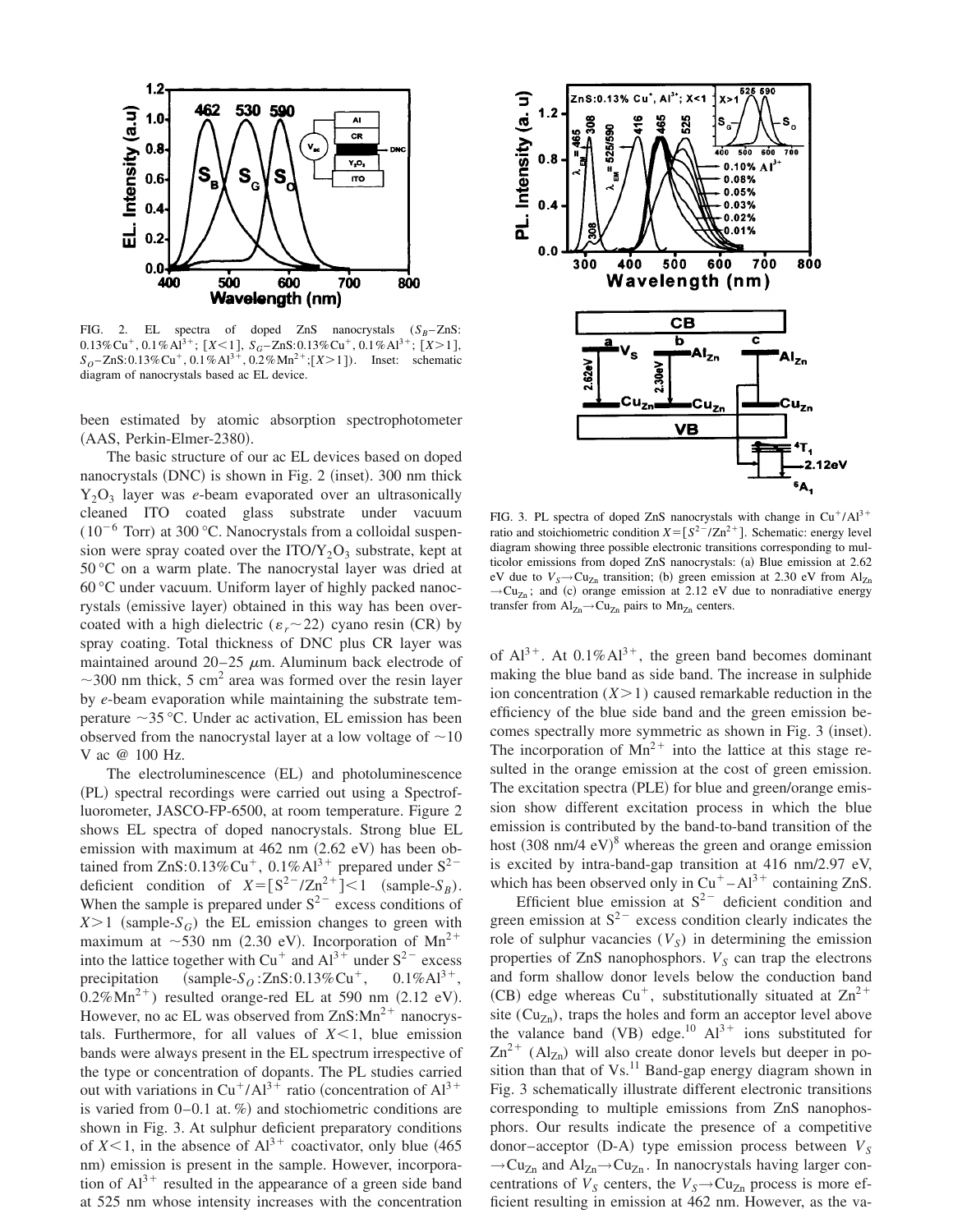FIG. 2. EL spectra of doped ZnS nanocrystals ($S_B$–ZnS: 0.13%$Cu^+$, 0.1%$Al^{3+}$; [$X<1$], $S_G$–ZnS:0.13%$Cu^+$, 0.1%$Al^{3+}$; [$X>1$], $S_O$–ZnS:0.13%$Cu^+$, 0.1%$Al^{3+}$, 0.2%$Mn^{2+}$;[$X>1$]). Inset: schematic diagram of nanocrystals based ac EL device.

been estimated by atomic absorption spectrophotometer (AAS, Perkin-Elmer-2380).

The basic structure of our ac EL devices based on doped nanocrystals (DNC) is shown in Fig. 2 (inset). 300 nm thick $Y_2O_3$ layer was *e*-beam evaporated over an ultrasonically cleaned ITO coated glass substrate under vacuum ($10^{-6}$ Torr) at 300 °C. Nanocrystals from a colloidal suspension were spray coated over the ITO/$Y_2O_3$ substrate, kept at 50 °C on a warm plate. The nanocrystal layer was dried at 60 °C under vacuum. Uniform layer of highly packed nanocrystals (emissive layer) obtained in this way has been overcoated with a high dielectric ($\varepsilon_r \sim 22$) cyano resin (CR) by spray coating. Total thickness of DNC plus CR layer was maintained around 20–25 $\mu$m. Aluminum back electrode of ~300 nm thick, 5 $cm^2$ area was formed over the resin layer by *e*-beam evaporation while maintaining the substrate temperature ~35 °C. Under ac activation, EL emission has been observed from the nanocrystal layer at a low voltage of ~10 V ac @ 100 Hz.

The electroluminescence (EL) and photoluminescence (PL) spectral recordings were carried out using a Spectrofluorometer, JASCO-FP-6500, at room temperature. Figure 2 shows EL spectra of doped nanocrystals. Strong blue EL emission with maximum at 462 nm (2.62 eV) has been obtained from ZnS:0.13%$Cu^+$, 0.1%$Al^{3+}$ prepared under $S^{2-}$ deficient condition of $X=[S^{2-}/Zn^{2+}]<1$ (sample-$S_B$). When the sample is prepared under $S^{2-}$ excess conditions of $X>1$ (sample-$S_G$) the EL emission changes to green with maximum at ~530 nm (2.30 eV). Incorporation of $Mn^{2+}$ into the lattice together with $Cu^+$ and $Al^{3+}$ under $S^{2-}$ excess precipitation (sample-$S_O$:ZnS:0.13%$Cu^+$, 0.1%$Al^{3+}$, 0.2%$Mn^{2+}$) resulted orange-red EL at 590 nm (2.12 eV). However, no ac EL was observed from ZnS:$Mn^{2+}$ nanocrystals. Furthermore, for all values of $X<1$, blue emission bands were always present in the EL spectrum irrespective of the type or concentration of dopants. The PL studies carried out with variations in $Cu^+/Al^{3+}$ ratio (concentration of $Al^{3+}$ is varied from 0–0.1 at. %) and stoichiometric conditions are shown in Fig. 3. At sulphur deficient preparatory conditions of $X<1$, in the absence of $Al^{3+}$ coactivator, only blue (465 nm) emission is present in the sample. However, incorporation of $Al^{3+}$ resulted in the appearance of a green side band at 525 nm whose intensity increases with the concentration of $Al^{3+}$. At 0.1%$Al^{3+}$, the green band becomes dominant making the blue band as side band. The increase in sulphide ion concentration ($X>1$) caused remarkable reduction in the efficiency of the blue side band and the green emission becomes spectrally more symmetric as shown in Fig. 3 (inset). The incorporation of $Mn^{2+}$ into the lattice at this stage resulted in the orange emission at the cost of green emission. The excitation spectra (PLE) for blue and green/orange emission show different excitation process in which the blue emission is contributed by the band-to-band transition of the host (308 nm/4 eV)[8] whereas the green and orange emission is excited by intra-band-gap transition at 416 nm/2.97 eV, which has been observed only in $Cu^+$–$Al^{3+}$ containing ZnS.

FIG. 3. PL spectra of doped ZnS nanocrystals with change in $Cu^+/Al^{3+}$ ratio and stoichiometric condition $X=[S^{2-}/Zn^{2+}]$. Schematic: energy level diagram showing three possible electronic transitions corresponding to multicolor emissions from doped ZnS nanocrystals: (a) Blue emission at 2.62 eV due to $V_S \rightarrow Cu_{Zn}$ transition; (b) green emission at 2.30 eV from $Al_{Zn} \rightarrow Cu_{Zn}$; and (c) orange emission at 2.12 eV due to nonradiative energy transfer from $Al_{Zn} \rightarrow Cu_{Zn}$ pairs to $Mn_{Zn}$ centers.

Efficient blue emission at $S^{2-}$ deficient condition and green emission at $S^{2-}$ excess condition clearly indicates the role of sulphur vacancies ($V_S$) in determining the emission properties of ZnS nanophosphors. $V_S$ can trap the electrons and form shallow donor levels below the conduction band (CB) edge whereas $Cu^+$, substitutionally situated at $Zn^{2+}$ site ($Cu_{Zn}$), traps the holes and form an acceptor level above the valance band (VB) edge.[10] $Al^{3+}$ ions substituted for $Zn^{2+}$ ($Al_{Zn}$) will also create donor levels but deeper in position than that of Vs.[11] Band-gap energy diagram shown in Fig. 3 schematically illustrate different electronic transitions corresponding to multiple emissions from ZnS nanophosphors. Our results indicate the presence of a competitive donor–acceptor (D-A) type emission process between $V_S \rightarrow Cu_{Zn}$ and $Al_{Zn} \rightarrow Cu_{Zn}$. In nanocrystals having larger concentrations of $V_S$ centers, the $V_S \rightarrow Cu_{Zn}$ process is more efficient resulting in emission at 462 nm. However, as the va-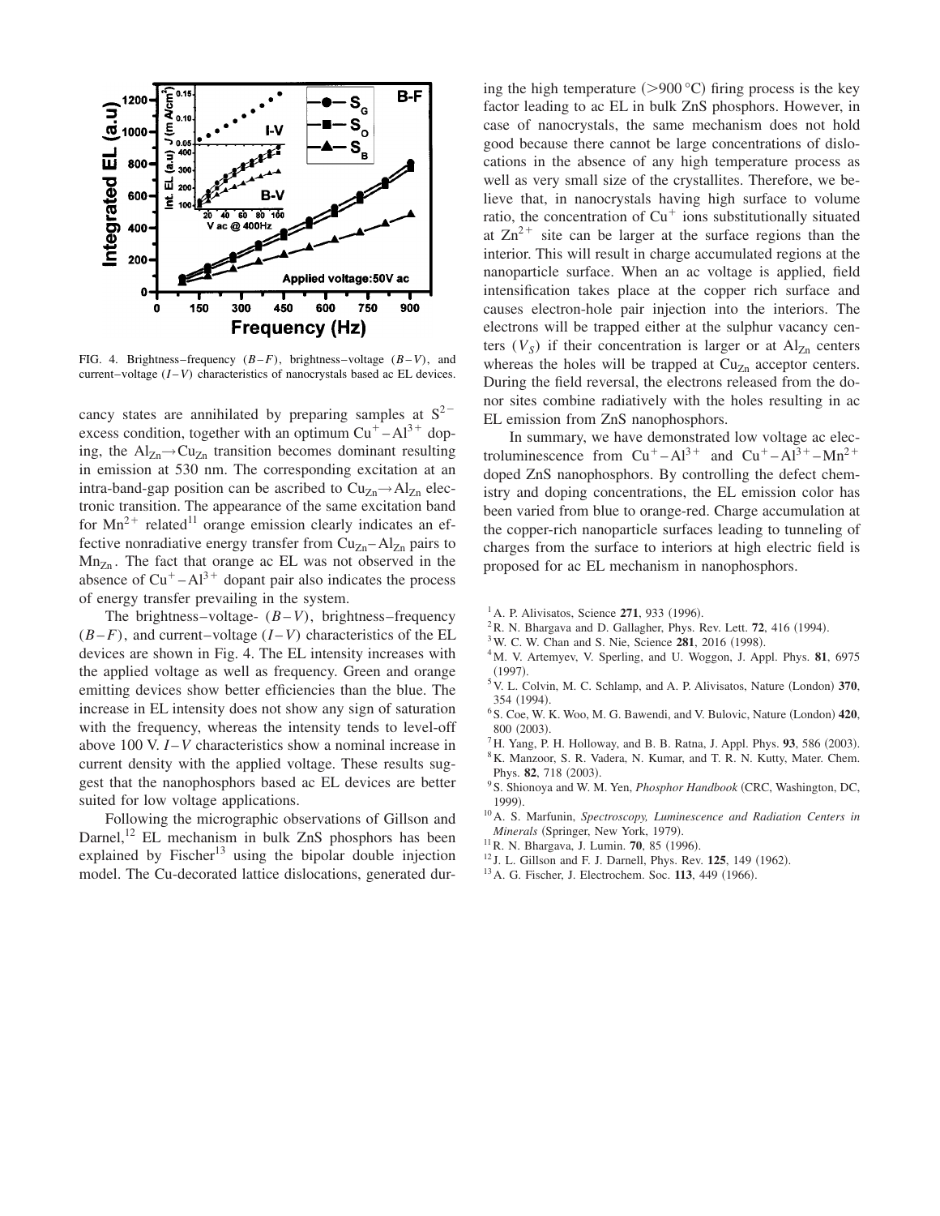Integrated EL (a.u)

Frequency (Hz)

0 150 300 450 600 750 900

0 200 400 600 800 1000 1200

B-F

$S_G$

$S_O$

$S_B$

Applied voltage:50V ac

J (m A/cm$^2$)

0.05 0.10 0.15

I-V

Int. EL (a.u)

100 200 300 400

B-V

20 40 60 80 100

V ac @ 400Hz

FIG. 4. Brightness–frequency $(B-F)$, brightness–voltage $(B-V)$, and current–voltage $(I-V)$ characteristics of nanocrystals based ac EL devices.

cancy states are annihilated by preparing samples at $S^{2-}$ excess condition, together with an optimum $Cu^+-Al^{3+}$ doping, the $Al_{Zn}\rightarrow Cu_{Zn}$ transition becomes dominant resulting in emission at 530 nm. The corresponding excitation at an intra-band-gap position can be ascribed to $Cu_{Zn}\rightarrow Al_{Zn}$ electronic transition. The appearance of the same excitation band for $Mn^{2+}$ related[11] orange emission clearly indicates an effective nonradiative energy transfer from $Cu_{Zn}-Al_{Zn}$ pairs to $Mn_{Zn}$. The fact that orange ac EL was not observed in the absence of $Cu^+-Al^{3+}$ dopant pair also indicates the process of energy transfer prevailing in the system.

The brightness–voltage- $(B-V)$, brightness–frequency $(B-F)$, and current–voltage $(I-V)$ characteristics of the EL devices are shown in Fig. 4. The EL intensity increases with the applied voltage as well as frequency. Green and orange emitting devices show better efficiencies than the blue. The increase in EL intensity does not show any sign of saturation with the frequency, whereas the intensity tends to level-off above 100 V. $I-V$ characteristics show a nominal increase in current density with the applied voltage. These results suggest that the nanophosphors based ac EL devices are better suited for low voltage applications.

Following the micrographic observations of Gillson and Darnel,[12] EL mechanism in bulk ZnS phosphors has been explained by Fischer[13] using the bipolar double injection model. The Cu-decorated lattice dislocations, generated during the high temperature (>900 °C) firing process is the key factor leading to ac EL in bulk ZnS phosphors. However, in case of nanocrystals, the same mechanism does not hold good because there cannot be large concentrations of dislocations in the absence of any high temperature process as well as very small size of the crystallites. Therefore, we believe that, in nanocrystals having high surface to volume ratio, the concentration of $Cu^+$ ions substitutionally situated at $Zn^{2+}$ site can be larger at the surface regions than the interior. This will result in charge accumulated regions at the nanoparticle surface. When an ac voltage is applied, field intensification takes place at the copper rich surface and causes electron-hole pair injection into the interiors. The electrons will be trapped either at the sulphur vacancy centers $(V_S)$ if their concentration is larger or at $Al_{Zn}$ centers whereas the holes will be trapped at $Cu_{Zn}$ acceptor centers. During the field reversal, the electrons released from the donor sites combine radiatively with the holes resulting in ac EL emission from ZnS nanophosphors.

In summary, we have demonstrated low voltage ac electroluminescence from $Cu^+-Al^{3+}$ and $Cu^+-Al^{3+}-Mn^{2+}$ doped ZnS nanophosphors. By controlling the defect chemistry and doping concentrations, the EL emission color has been varied from blue to orange-red. Charge accumulation at the copper-rich nanoparticle surfaces leading to tunneling of charges from the surface to interiors at high electric field is proposed for ac EL mechanism in nanophosphors.

[1] A. P. Alivisatos, Science **271**, 933 (1996).
[2] R. N. Bhargava and D. Gallagher, Phys. Rev. Lett. **72**, 416 (1994).
[3] W. C. W. Chan and S. Nie, Science **281**, 2016 (1998).
[4] M. V. Artemyev, V. Sperling, and U. Woggon, J. Appl. Phys. **81**, 6975 (1997).
[5] V. L. Colvin, M. C. Schlamp, and A. P. Alivisatos, Nature (London) **370**, 354 (1994).
[6] S. Coe, W. K. Woo, M. G. Bawendi, and V. Bulovic, Nature (London) **420**, 800 (2003).
[7] H. Yang, P. H. Holloway, and B. B. Ratna, J. Appl. Phys. **93**, 586 (2003).
[8] K. Manzoor, S. R. Vadera, N. Kumar, and T. R. N. Kutty, Mater. Chem. Phys. **82**, 718 (2003).
[9] S. Shionoya and W. M. Yen, *Phosphor Handbook* (CRC, Washington, DC, 1999).
[10] A. S. Marfunin, *Spectroscopy, Luminescence and Radiation Centers in Minerals* (Springer, New York, 1979).
[11] R. N. Bhargava, J. Lumin. **70**, 85 (1996).
[12] J. L. Gillson and F. J. Darnell, Phys. Rev. **125**, 149 (1962).
[13] A. G. Fischer, J. Electrochem. Soc. **113**, 449 (1966).